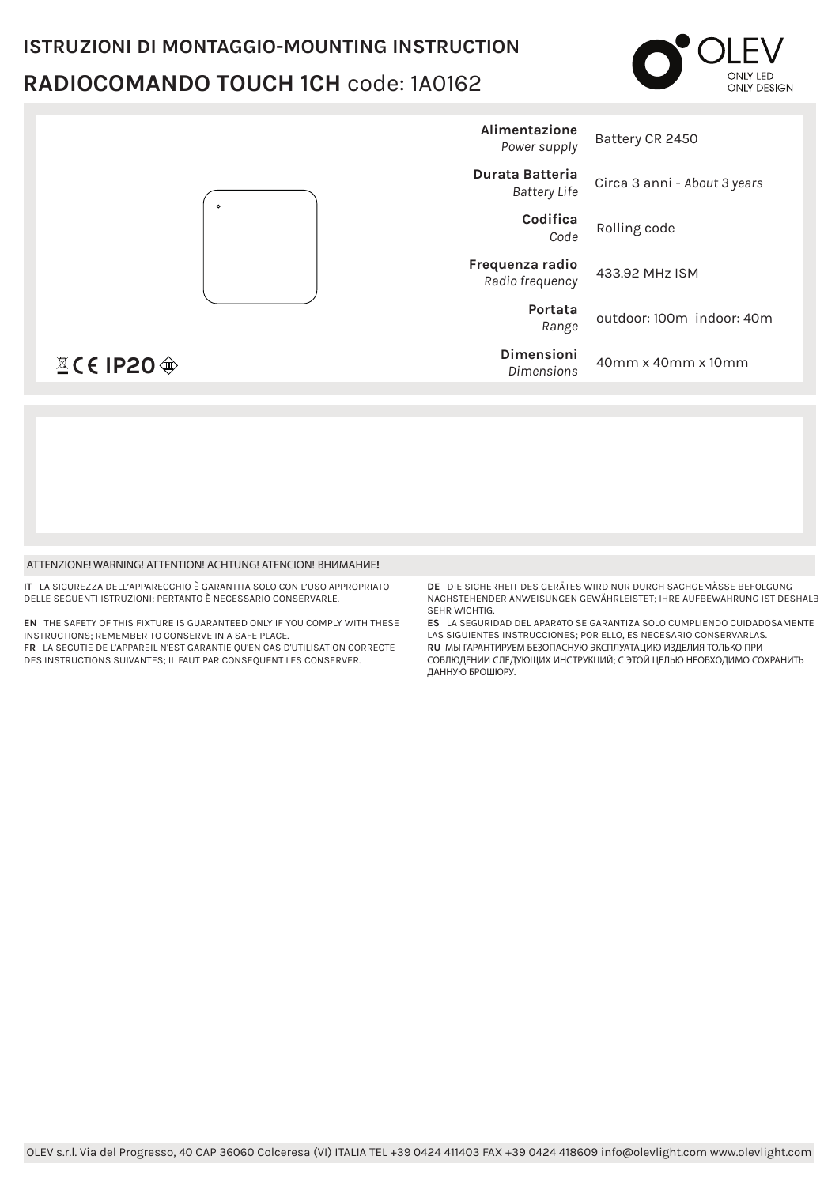## ISTRUZIONI DI MONTAGGIO-MOUNTING INSTRUCTION

# RADIOCOMANDO TOUCH 1CH code: 1A0162

OLEV
ONLY LED
ONLY DESIGN

| | |
|---|---|
| **Alimentazione** *Power supply* | Battery CR 2450 |
| **Durata Batteria** *Battery Life* | Circa 3 anni - *About 3 years* |
| **Codifica** *Code* | Rolling code |
| **Frequenza radio** *Radio frequency* | 433.92 MHz ISM |
| **Portata** *Range* | outdoor: 100m indoor: 40m |
| **Dimensioni** *Dimensions* | 40mm x 40mm x 10mm |

CE **IP20**

ATTENZIONE! WARNING! ATTENTION! ACHTUNG! ATENCION! ВНИМАНИЕ!

**IT** LA SICUREZZA DELL'APPARECCHIO È GARANTITA SOLO CON L'USO APPROPRIATO DELLE SEGUENTI ISTRUZIONI; PERTANTO È NECESSARIO CONSERVARLE.

**EN** THE SAFETY OF THIS FIXTURE IS GUARANTEED ONLY IF YOU COMPLY WITH THESE INSTRUCTIONS; REMEMBER TO CONSERVE IN A SAFE PLACE.

**FR** LA SECUTIE DE L'APPAREIL N'EST GARANTIE QU'EN CAS D'UTILISATION CORRECTE DES INSTRUCTIONS SUIVANTES; IL FAUT PAR CONSEQUENT LES CONSERVER.

**DE** DIE SICHERHEIT DES GERÄTES WIRD NUR DURCH SACHGEMÄSSE BEFOLGUNG NACHSTEHENDER ANWEISUNGEN GEWÄHRLEISTET; IHRE AUFBEWAHRUNG IST DESHALB SEHR WICHTIG.

**ES** LA SEGURIDAD DEL APARATO SE GARANTIZA SOLO CUMPLIENDO CUIDADOSAMENTE LAS SIGUIENTES INSTRUCCIONES; POR ELLO, ES NECESARIO CONSERVARLAS.

**RU** МЫ ГАРАНТИРУЕМ БЕЗОПАСНУЮ ЭКСПЛУАТАЦИЮ ИЗДЕЛИЯ ТОЛЬКО ПРИ СОБЛЮДЕНИИ СЛЕДУЮЩИХ ИНСТРУКЦИЙ; С ЭТОЙ ЦЕЛЬЮ НЕОБХОДИМО СОХРАНИТЬ ДАННУЮ БРОШЮРУ.

OLEV s.r.l. Via del Progresso, 40 CAP 36060 Colceresa (VI) ITALIA TEL +39 0424 411403 FAX +39 0424 418609 info@olevlight.com www.olevlight.com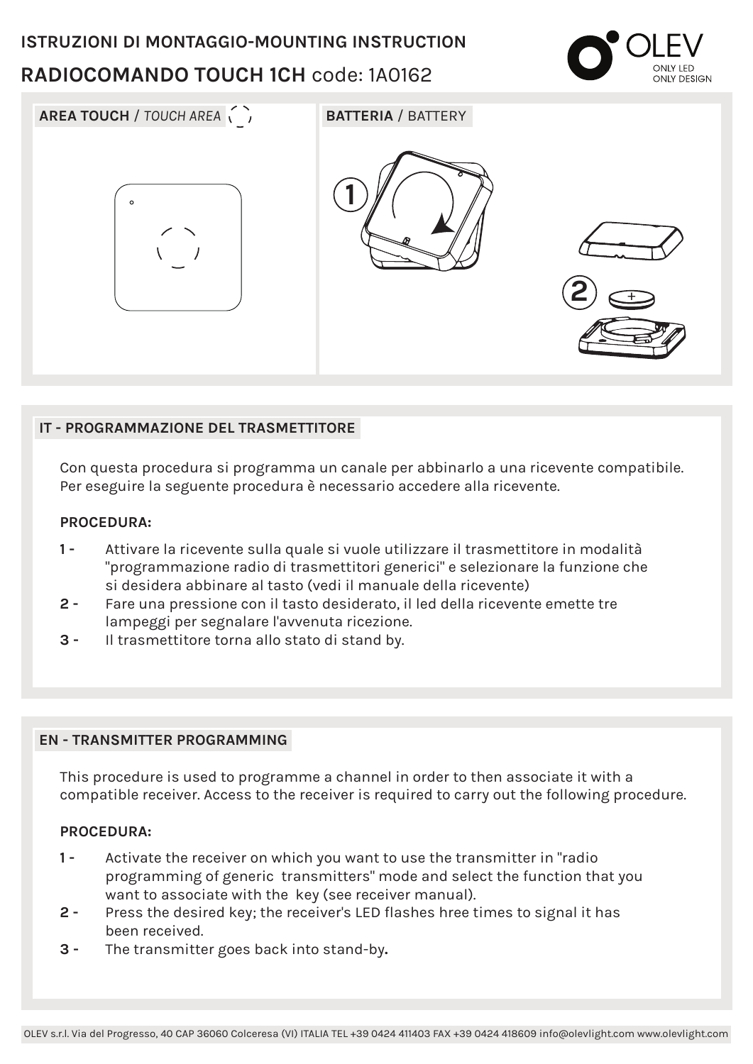# ISTRUZIONI DI MONTAGGIO-MOUNTING INSTRUCTION

## RADIOCOMANDO TOUCH 1CH code: 1A0162

**AREA TOUCH** / *TOUCH AREA*

**BATTERIA** / BATTERY

1

2

+

### IT - PROGRAMMAZIONE DEL TRASMETTITORE

Con questa procedura si programma un canale per abbinarlo a una ricevente compatibile. Per eseguire la seguente procedura è necessario accedere alla ricevente.

**PROCEDURA:**

**1 -** Attivare la ricevente sulla quale si vuole utilizzare il trasmettitore in modalità "programmazione radio di trasmettitori generici" e selezionare la funzione che si desidera abbinare al tasto (vedi il manuale della ricevente)

**2 -** Fare una pressione con il tasto desiderato, il led della ricevente emette tre lampeggi per segnalare l'avvenuta ricezione.

**3 -** Il trasmettitore torna allo stato di stand by.

### EN - TRANSMITTER PROGRAMMING

This procedure is used to programme a channel in order to then associate it with a compatible receiver. Access to the receiver is required to carry out the following procedure.

**PROCEDURA:**

**1 -** Activate the receiver on which you want to use the transmitter in "radio programming of generic transmitters" mode and select the function that you want to associate with the key (see receiver manual).

**2 -** Press the desired key; the receiver's LED flashes hree times to signal it has been received.

**3 -** The transmitter goes back into stand-by**.**

OLEV s.r.l. Via del Progresso, 40 CAP 36060 Colceresa (VI) ITALIA TEL +39 0424 411403 FAX +39 0424 418609 info@olevlight.com www.olevlight.com